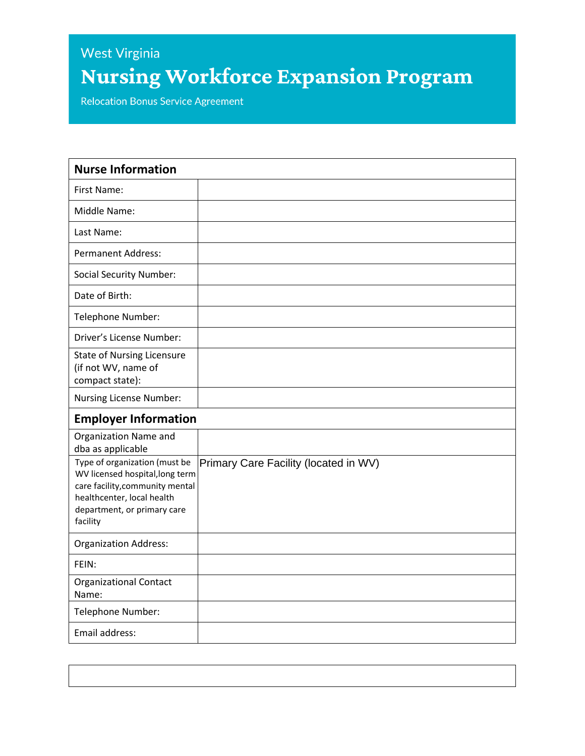West Virginia

# Nursing Workforce Expansion Program

Relocation Bonus Service Agreement

| **Nurse Information** | |
|---|---|
| First Name: | |
| Middle Name: | |
| Last Name: | |
| Permanent Address: | |
| Social Security Number: | |
| Date of Birth: | |
| Telephone Number: | |
| Driver's License Number: | |
| State of Nursing Licensure (if not WV, name of compact state): | |
| Nursing License Number: | |
| **Employer Information** | |
| Organization Name and dba as applicable | |
| Type of organization (must be WV licensed hospital,long term care facility,community mental healthcenter, local health department, or primary care facility | Primary Care Facility (located in WV) |
| Organization Address: | |
| FEIN: | |
| Organizational Contact Name: | |
| Telephone Number: | |
| Email address: | |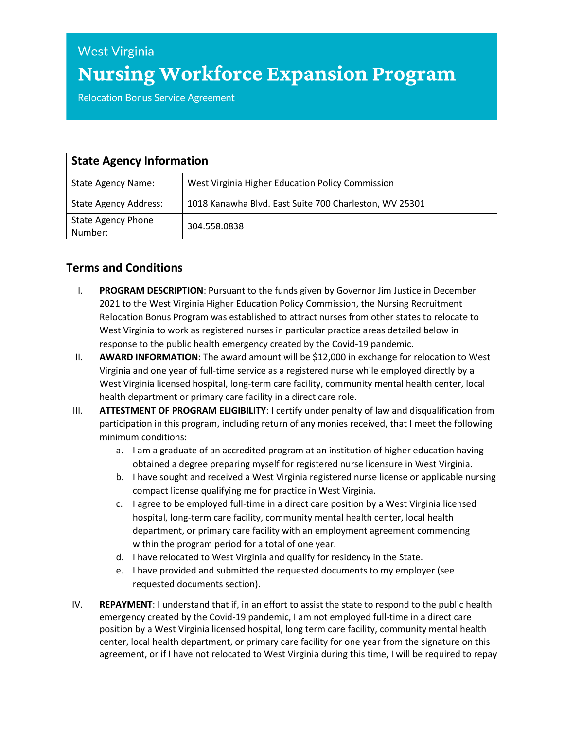West Virginia

# Nursing Workforce Expansion Program

Relocation Bonus Service Agreement

| State Agency Information | |
|---|---|
| State Agency Name: | West Virginia Higher Education Policy Commission |
| State Agency Address: | 1018 Kanawha Blvd. East Suite 700 Charleston, WV 25301 |
| State Agency Phone Number: | 304.558.0838 |

## Terms and Conditions

I. **PROGRAM DESCRIPTION**: Pursuant to the funds given by Governor Jim Justice in December 2021 to the West Virginia Higher Education Policy Commission, the Nursing Recruitment Relocation Bonus Program was established to attract nurses from other states to relocate to West Virginia to work as registered nurses in particular practice areas detailed below in response to the public health emergency created by the Covid-19 pandemic.

II. **AWARD INFORMATION**: The award amount will be $12,000 in exchange for relocation to West Virginia and one year of full-time service as a registered nurse while employed directly by a West Virginia licensed hospital, long-term care facility, community mental health center, local health department or primary care facility in a direct care role.

III. **ATTESTMENT OF PROGRAM ELIGIBILITY**: I certify under penalty of law and disqualification from participation in this program, including return of any monies received, that I meet the following minimum conditions:

   a. I am a graduate of an accredited program at an institution of higher education having obtained a degree preparing myself for registered nurse licensure in West Virginia.

   b. I have sought and received a West Virginia registered nurse license or applicable nursing compact license qualifying me for practice in West Virginia.

   c. I agree to be employed full-time in a direct care position by a West Virginia licensed hospital, long-term care facility, community mental health center, local health department, or primary care facility with an employment agreement commencing within the program period for a total of one year.

   d. I have relocated to West Virginia and qualify for residency in the State.

   e. I have provided and submitted the requested documents to my employer (see requested documents section).

IV. **REPAYMENT**: I understand that if, in an effort to assist the state to respond to the public health emergency created by the Covid-19 pandemic, I am not employed full-time in a direct care position by a West Virginia licensed hospital, long term care facility, community mental health center, local health department, or primary care facility for one year from the signature on this agreement, or if I have not relocated to West Virginia during this time, I will be required to repay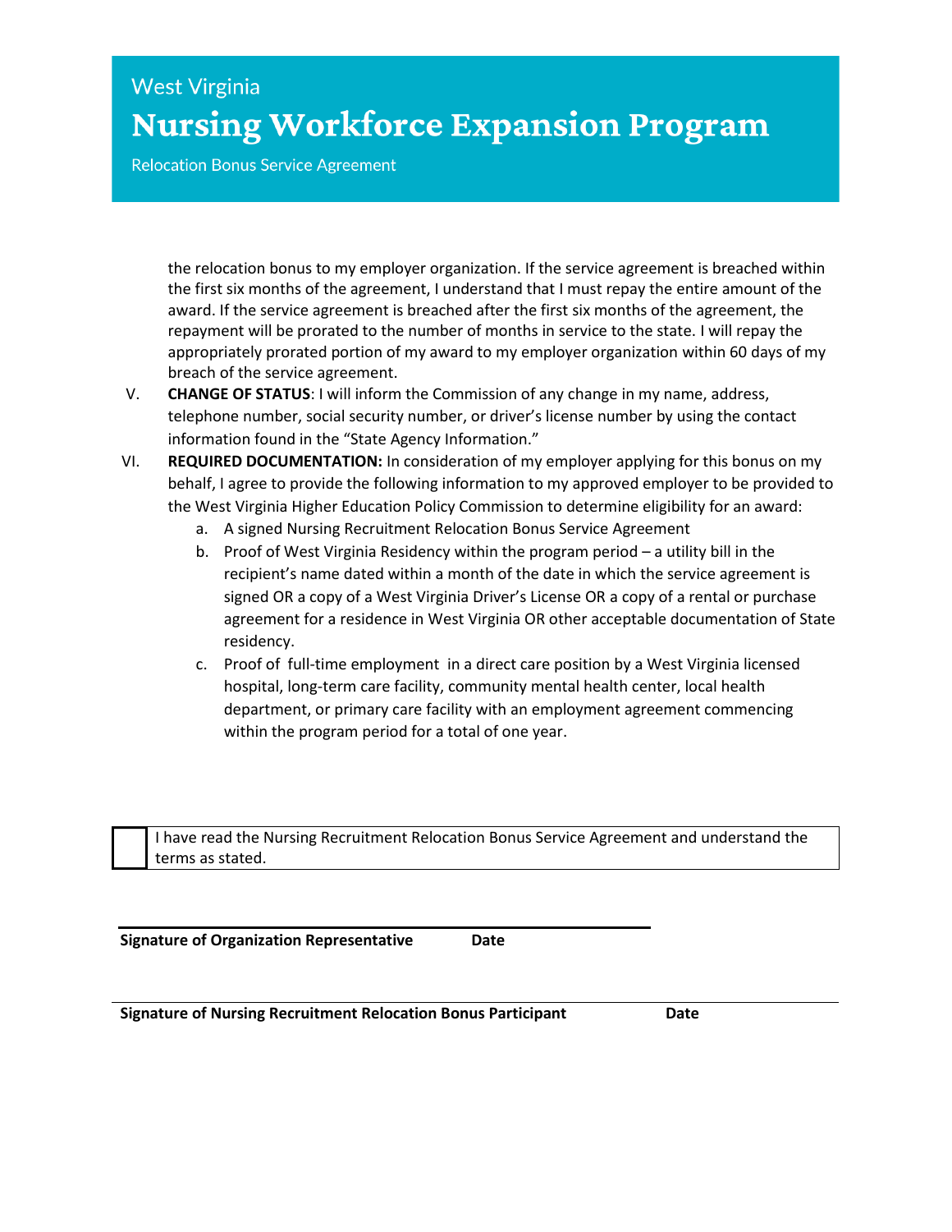the relocation bonus to my employer organization. If the service agreement is breached within the first six months of the agreement, I understand that I must repay the entire amount of the award. If the service agreement is breached after the first six months of the agreement, the repayment will be prorated to the number of months in service to the state. I will repay the appropriately prorated portion of my award to my employer organization within 60 days of my breach of the service agreement.

V. **CHANGE OF STATUS**: I will inform the Commission of any change in my name, address, telephone number, social security number, or driver's license number by using the contact information found in the "State Agency Information."

VI. **REQUIRED DOCUMENTATION:** In consideration of my employer applying for this bonus on my behalf, I agree to provide the following information to my approved employer to be provided to the West Virginia Higher Education Policy Commission to determine eligibility for an award:

   a. A signed Nursing Recruitment Relocation Bonus Service Agreement
   b. Proof of West Virginia Residency within the program period – a utility bill in the recipient's name dated within a month of the date in which the service agreement is signed OR a copy of a West Virginia Driver's License OR a copy of a rental or purchase agreement for a residence in West Virginia OR other acceptable documentation of State residency.
   c. Proof of full-time employment in a direct care position by a West Virginia licensed hospital, long-term care facility, community mental health center, local health department, or primary care facility with an employment agreement commencing within the program period for a total of one year.

☐ I have read the Nursing Recruitment Relocation Bonus Service Agreement and understand the terms as stated.

**Signature of Organization Representative** **Date**

**Signature of Nursing Recruitment Relocation Bonus Participant** **Date**